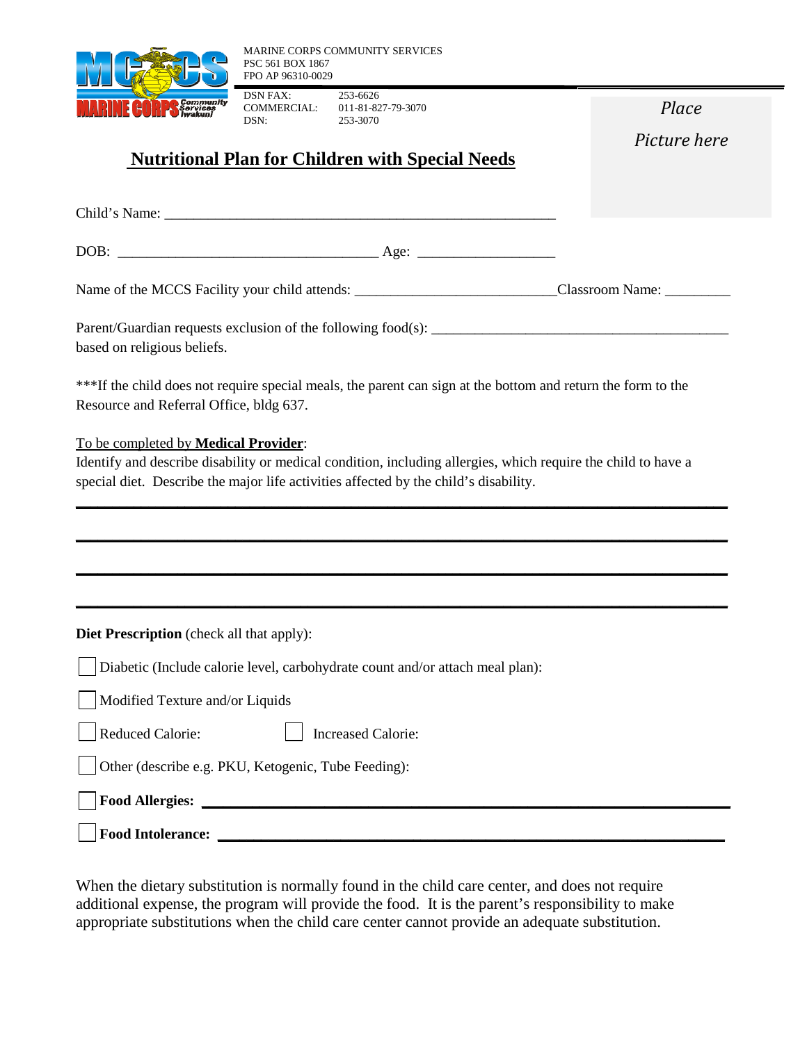MARINE CORPS COMMUNITY SERVICES
PSC 561 BOX 1867
FPO AP 96310-0029

DSN FAX: 253-6626
COMMERCIAL: 011-81-827-79-3070
DSN: 253-3070

*Place Picture here*

## Nutritional Plan for Children with Special Needs

Child's Name: ______________________________________________________

DOB: ___________________________________ Age: ___________________

Name of the MCCS Facility your child attends: ___________________________Classroom Name: _________

Parent/Guardian requests exclusion of the following food(s): _________________________________________ based on religious beliefs.

***If the child does not require special meals, the parent can sign at the bottom and return the form to the Resource and Referral Office, bldg 637.

To be completed by **Medical Provider**:
Identify and describe disability or medical condition, including allergies, which require the child to have a special diet. Describe the major life activities affected by the child's disability.

______________________________________________________________________________

______________________________________________________________________________

______________________________________________________________________________

______________________________________________________________________________

**Diet Prescription** (check all that apply):

☐ Diabetic (Include calorie level, carbohydrate count and/or attach meal plan):

☐ Modified Texture and/or Liquids

☐ Reduced Calorie: ☐ Increased Calorie:

☐ Other (describe e.g. PKU, Ketogenic, Tube Feeding):

☐ **Food Allergies:** ______________________________________________________________

☐ **Food Intolerance:** ____________________________________________________________

When the dietary substitution is normally found in the child care center, and does not require additional expense, the program will provide the food. It is the parent's responsibility to make appropriate substitutions when the child care center cannot provide an adequate substitution.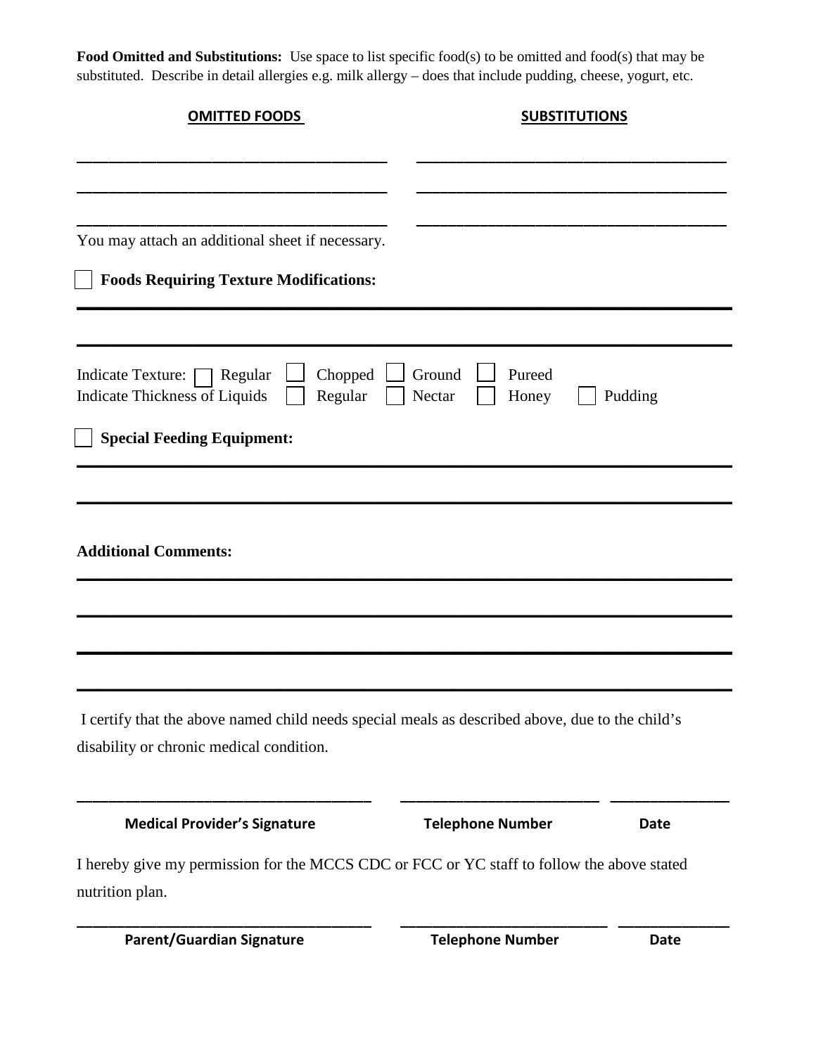**Food Omitted and Substitutions:** Use space to list specific food(s) to be omitted and food(s) that may be substituted. Describe in detail allergies e.g. milk allergy – does that include pudding, cheese, yogurt, etc.

| **OMITTED FOODS** | **SUBSTITUTIONS** |
| --- | --- |
| ______________________________ | ______________________________ |
| ______________________________ | ______________________________ |
| ______________________________ | ______________________________ |

You may attach an additional sheet if necessary.

☐ **Foods Requiring Texture Modifications:**

______________________________________________________________________

______________________________________________________________________

Indicate Texture: ☐ Regular ☐ Chopped ☐ Ground ☐ Pureed

Indicate Thickness of Liquids ☐ Regular ☐ Nectar ☐ Honey ☐ Pudding

☐ **Special Feeding Equipment:**

______________________________________________________________________

______________________________________________________________________

**Additional Comments:**

______________________________________________________________________

______________________________________________________________________

______________________________________________________________________

______________________________________________________________________

I certify that the above named child needs special meals as described above, due to the child's disability or chronic medical condition.

| ______________________________ | ____________________ | ____________ |
| --- | --- | --- |
| **Medical Provider's Signature** | **Telephone Number** | **Date** |

I hereby give my permission for the MCCS CDC or FCC or YC staff to follow the above stated nutrition plan.

| ______________________________ | ____________________ | ____________ |
| --- | --- | --- |
| **Parent/Guardian Signature** | **Telephone Number** | **Date** |